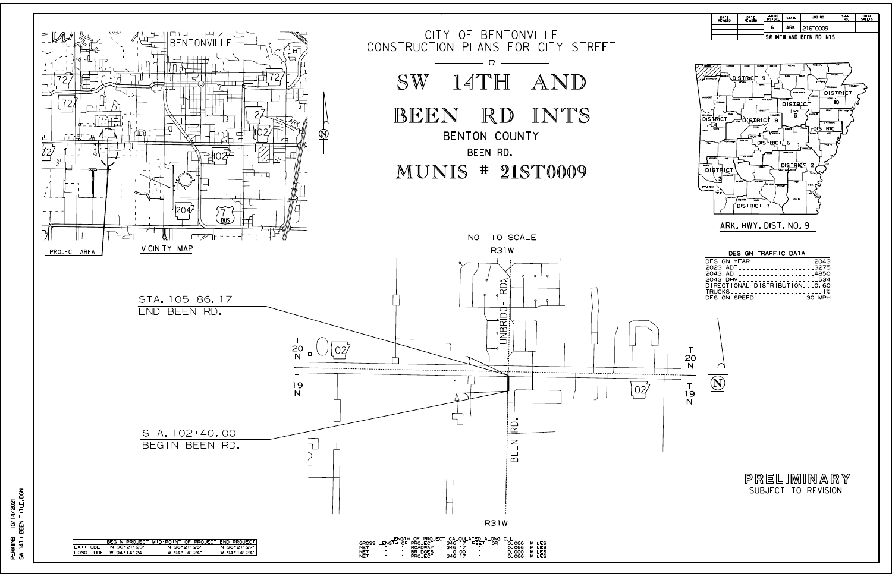| DATE REVISED | DATE REVISED | FED. RD. DIST. NO. | STATE | JOB NO. | SHEET NO. | TOTAL SHEETS |
|---|---|---|---|---|---|---|
| | | 6 | ARK. | 21ST0009 | | |
| | | SW 14TH AND BEEN RD INTS | | | | |

# CITY OF BENTONVILLE
## CONSTRUCTION PLANS FOR CITY STREET

# SW 14TH AND BEEN RD INTS

## BENTON COUNTY

## BEEN RD.

# MUNIS # 21ST0009

VICINITY MAP

PROJECT AREA

ARK. HWY. DIST. NO. 9

NOT TO SCALE

STA. 105+86.17
END BEEN RD.

STA. 102+40.00
BEGIN BEEN RD.

**DESIGN TRAFFIC DATA**

- DESIGN YEAR.................2043
- 2023 ADT.....................3275
- 2043 ADT.....................4850
- 2043 DHV.......................534
- DIRECTIONAL DISTRIBUTION....0.60
- TRUCKS...........................1%
- DESIGN SPEED...............30 MPH

**PRELIMINARY**
SUBJECT TO REVISION

| | BEGIN PROJECT | MID-POINT OF PROJECT | END PROJECT |
|---|---|---|---|
| LATITUDE | N 36°21'23" | N 36°21'25" | N 36°21'27" |
| LONGITUDE | W 94°14'24" | W 94°14'24" | W 94°14'24" |

LENGTH OF PROJECT CALCULATED ALONG C.L.

| | | | | |
|---|---|---|---|---|
| GROSS LENGTH OF PROJECT | 346.17 | FEET OR | 0.066 | MILES |
| NET " " ROADWAY | 346.17 | " | 0.066 | MILES |
| NET " " BRIDGES | 0.00 | " | 0.000 | MILES |
| NET " " PROJECT | 346.17 | " | 0.066 | MILES |

PERKINB 10/14/2021
SW.14TH-BEEN.TITLE.DGN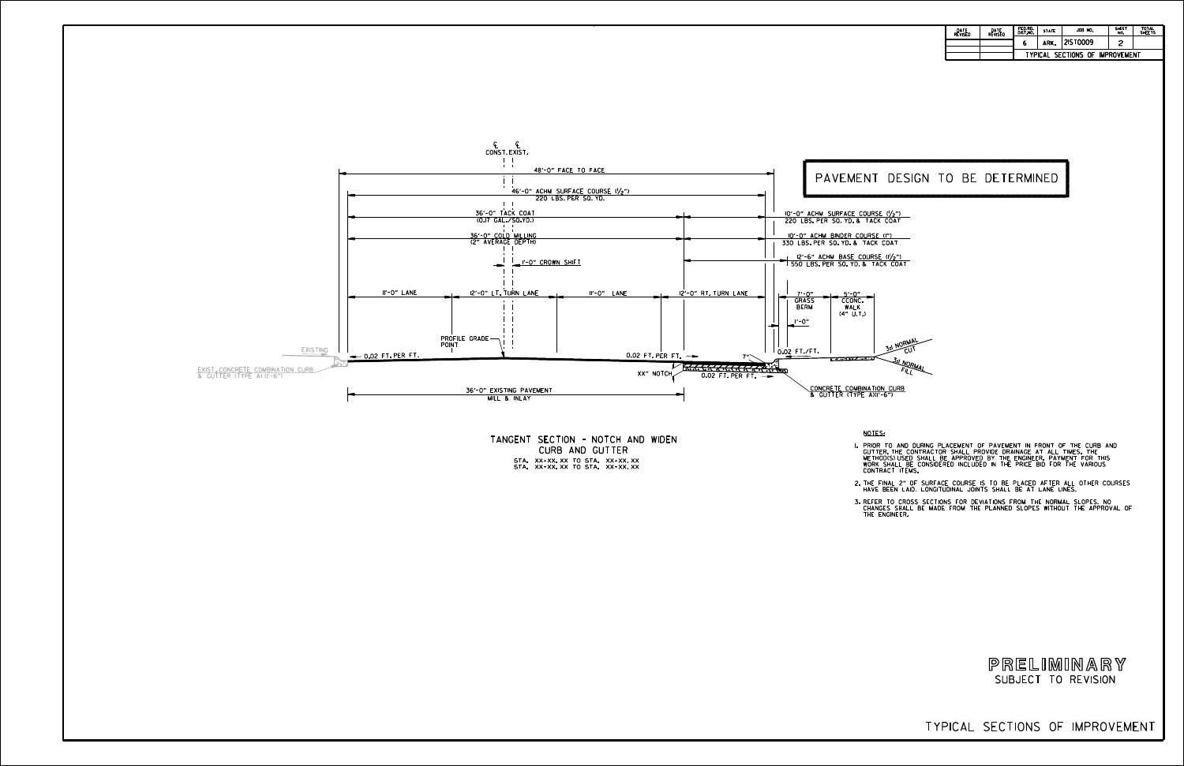| DATE REVISED | DATE REVISED | FED.RD. DIST.NO. | STATE | JOB NO. | SHEET NO. | TOTAL SHEETS |
|---|---|---|---|---|---|---|
| | | 6 | ARK. | 21ST0009 | 2 | |
| | | TYPICAL SECTIONS OF IMPROVEMENT | | | | |

℄ CONST. ℄ EXIST.

48'-0" FACE TO FACE

46'-0" ACHM SURFACE COURSE (1/2") 220 LBS. PER SQ. YD.

36'-0" TACK COAT (0.17 GAL./SQ.YD.)

36'-0" COLD MILLING (2" AVERAGE DEPTH)

1'-0" CROWN SHIFT

11'-0" LANE | 12'-0" LT. TURN LANE | 11'-0" LANE | 12'-0" RT. TURN LANE

PROFILE GRADE POINT

EXISTING

EXIST. CONCRETE COMBINATION CURB & GUTTER (TYPE A) (1'-6")

0.02 FT. PER FT.

0.02 FT. PER FT.

7"

XX" NOTCH

0.02 FT. PER FT.

36'-0" EXISTING PAVEMENT MILL & INLAY

# PAVEMENT DESIGN TO BE DETERMINED

10'-0" ACHM SURFACE COURSE (1/2") 220 LBS. PER SQ. YD. & TACK COAT

10'-0" ACHM BINDER COURSE (1") 330 LBS. PER SQ. YD. & TACK COAT

12'-6" ACHM BASE COURSE (1 1/2") 550 LBS. PER SQ. YD. & TACK COAT

7'-0" GRASS BERM

5'-0" CCONC. WALK (4" U.T.)

1'-0"

0.02 FT./FT.

3:1 NORMAL CUT

3:1 NORMAL FILL

CONCRETE COMBINATION CURB & GUTTER (TYPE AX)(1'-6")

## TANGENT SECTION - NOTCH AND WIDEN CURB AND GUTTER

STA. XX-XX.XX TO STA. XX-XX.XX
STA. XX-XX.XX TO STA. XX-XX.XX

**NOTES:**

1. PRIOR TO AND DURING PLACEMENT OF PAVEMENT IN FRONT OF THE CURB AND GUTTER, THE CONTRACTOR SHALL PROVIDE DRAINAGE AT ALL TIMES. THE METHOD(S) USED SHALL BE APPROVED BY THE ENGINEER. PAYMENT FOR THIS WORK SHALL BE CONSIDERED INCLUDED IN THE PRICE BID FOR THE VARIOUS CONTRACT ITEMS.
2. THE FINAL 2" OF SURFACE COURSE IS TO BE PLACED AFTER ALL OTHER COURSES HAVE BEEN LAID. LONGITUDINAL JOINTS SHALL BE AT LANE LINES.
3. REFER TO CROSS SECTIONS FOR DEVIATIONS FROM THE NORMAL SLOPES. NO CHANGES SHALL BE MADE FROM THE PLANNED SLOPES WITHOUT THE APPROVAL OF THE ENGINEER.

**PRELIMINARY**
SUBJECT TO REVISION

TYPICAL SECTIONS OF IMPROVEMENT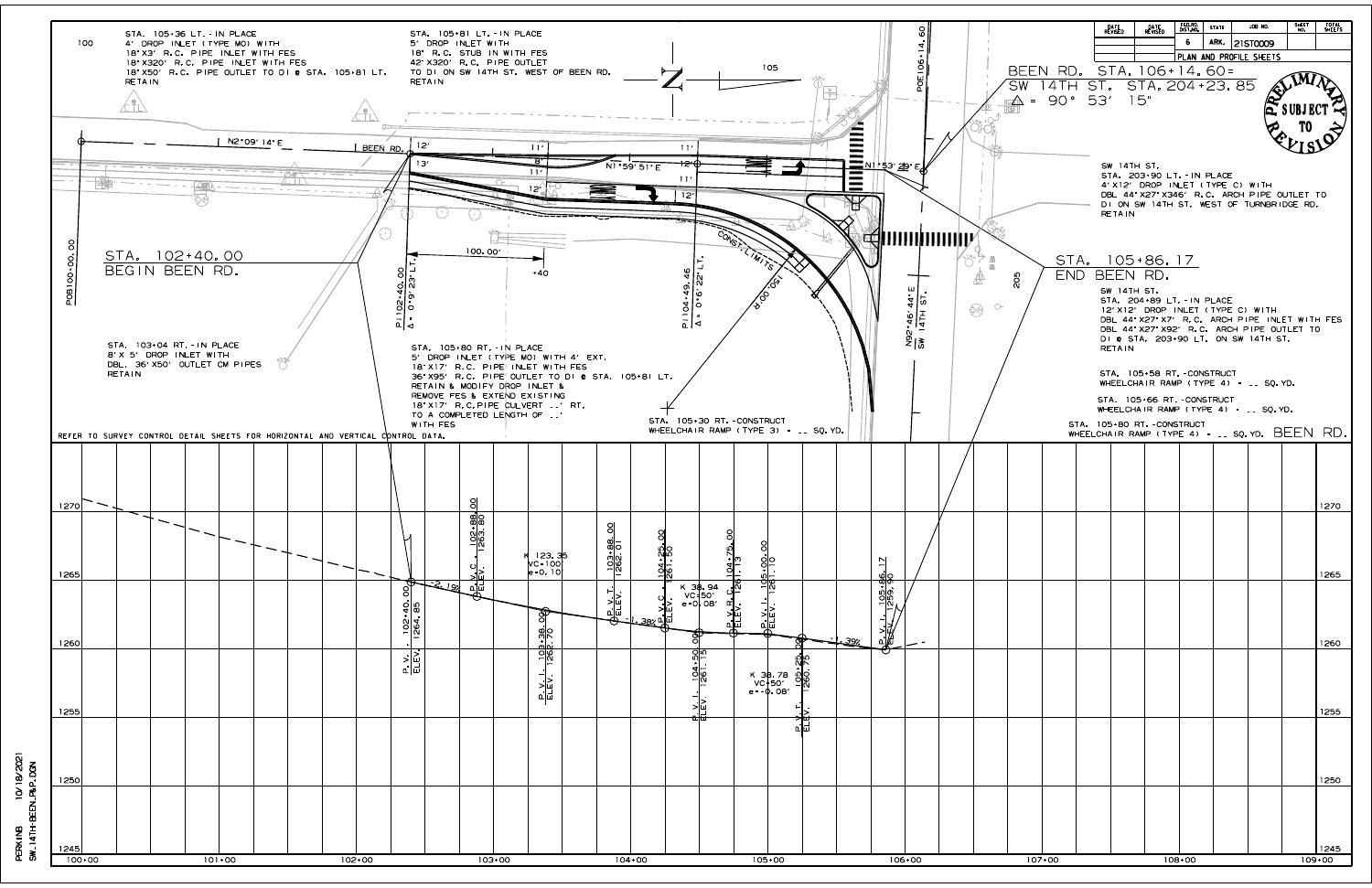| DATE REVISED | DATE REVISED | FED.RD. DIST.NO. | STATE | JOB NO. | SHEET NO. | TOTAL SHEETS |
|---|---|---|---|---|---|---|
| | | 6 | ARK. | 21ST0009 | | |

PLAN AND PROFILE SHEETS

PRELIMINARY SUBJECT TO REVISION

STA. 105+36 LT. - IN PLACE
4' DROP INLET (TYPE MO) WITH
18"X3' R.C. PIPE INLET WITH FES
18"X320' R.C. PIPE INLET WITH FES
18"X50' R.C. PIPE OUTLET TO DI @ STA. 105+81 LT.
RETAIN

STA. 105+81 LT. - IN PLACE
5' DROP INLET WITH
18" R.C. STUB IN WITH FES
42"X320' R.C. PIPE OUTLET
TO DI ON SW 14TH ST. WEST OF BEEN RD.
RETAIN

BEEN RD. STA. 106+14.60 =
SW 14TH ST. STA. 204+23.85
Δ = 90° 53' 15"

SW 14TH ST.
STA. 203+90 LT. - IN PLACE
4'X12' DROP INLET (TYPE C) WITH
DBL 44"X27"X346' R.C. ARCH PIPE OUTLET TO
DI ON SW 14TH ST. WEST OF TURNBRIDGE RD.
RETAIN

STA. 102+40.00
BEGIN BEEN RD.

STA. 105+86.17
END BEEN RD.

SW 14TH ST.
STA. 204+89 LT. - IN PLACE
12'X12' DROP INLET (TYPE C) WITH
DBL 44"X27"X7' R.C. ARCH PIPE INLET WITH FES
DBL 44"X27"X92' R.C. ARCH PIPE OUTLET TO
DI @ STA. 203+90 LT. ON SW 14TH ST.
RETAIN

STA. 105+58 RT. - CONSTRUCT
WHEELCHAIR RAMP (TYPE 4) = __ SQ.YD.

STA. 105+66 RT. - CONSTRUCT
WHEELCHAIR RAMP (TYPE 4) = __ SQ.YD.

STA. 105+80 RT. - CONSTRUCT
WHEELCHAIR RAMP (TYPE 4) = __ SQ.YD.

STA. 103+04 RT. - IN PLACE
8'X 5' DROP INLET WITH
DBL. 36"X50' OUTLET CM PIPES
RETAIN

STA. 105+80 RT. - IN PLACE
5' DROP INLET (TYPE MO) WITH 4' EXT.
18"X17' R.C. PIPE INLET WITH FES
36"X95' R.C. PIPE OUTLET TO DI @ STA. 105+81 LT.
RETAIN & MODIFY DROP INLET &
REMOVE FES & EXTEND EXISTING
18"X17' R.C.PIPE CULVERT .. ' RT.
TO A COMPLETED LENGTH OF .. '
WITH FES

STA. 105+30 RT. - CONSTRUCT
WHEELCHAIR RAMP (TYPE 3) = __ SQ.YD.

REFER TO SURVEY CONTROL DETAIL SHEETS FOR HORIZONTAL AND VERTICAL CONTROL DATA.

BEEN RD. N2°09' 14" E  N1°59' 51" E  N1°53' 29" E  N92°46' 44" E SW 14TH ST.

PI 102+40.00 Δ = 0°9' 23" LT.
PI 104+49.46 Δ = 0°6' 22" LT.
100.00'  CONST. LIMITS  8.00' OS

P.V.I. 102+40.00 ELEV. 1264.85
P.V.C. 102+88.00 ELEV. 1263.80
K 123.35 VC=100' e=0.10
P.V.I. 103+38.00 ELEV. 1262.70
P.V.T. 103+88.00 ELEV. 1262.01
P.V.C. 104+25.00 ELEV. 1261.50
K 38.94 VC=50' e=0.08'
P.V.I. 104+50.00 ELEV. 1261.15
P.V.R.C. 104+75.00 ELEV. 1261.13
P.V.I. 105+00.00 ELEV. 1261.10
K 38.78 VC=50' e=-0.08'
P.V.T. 105+25.00 ELEV. 1260.75
P.V.I. 105+86.17 ELEV. 1259.90
-2.19%  -1.38%  -1.39%

BEEN RD.

PERKINB 10/18/2021
SW.14TH-BEEN.P&P.DGN